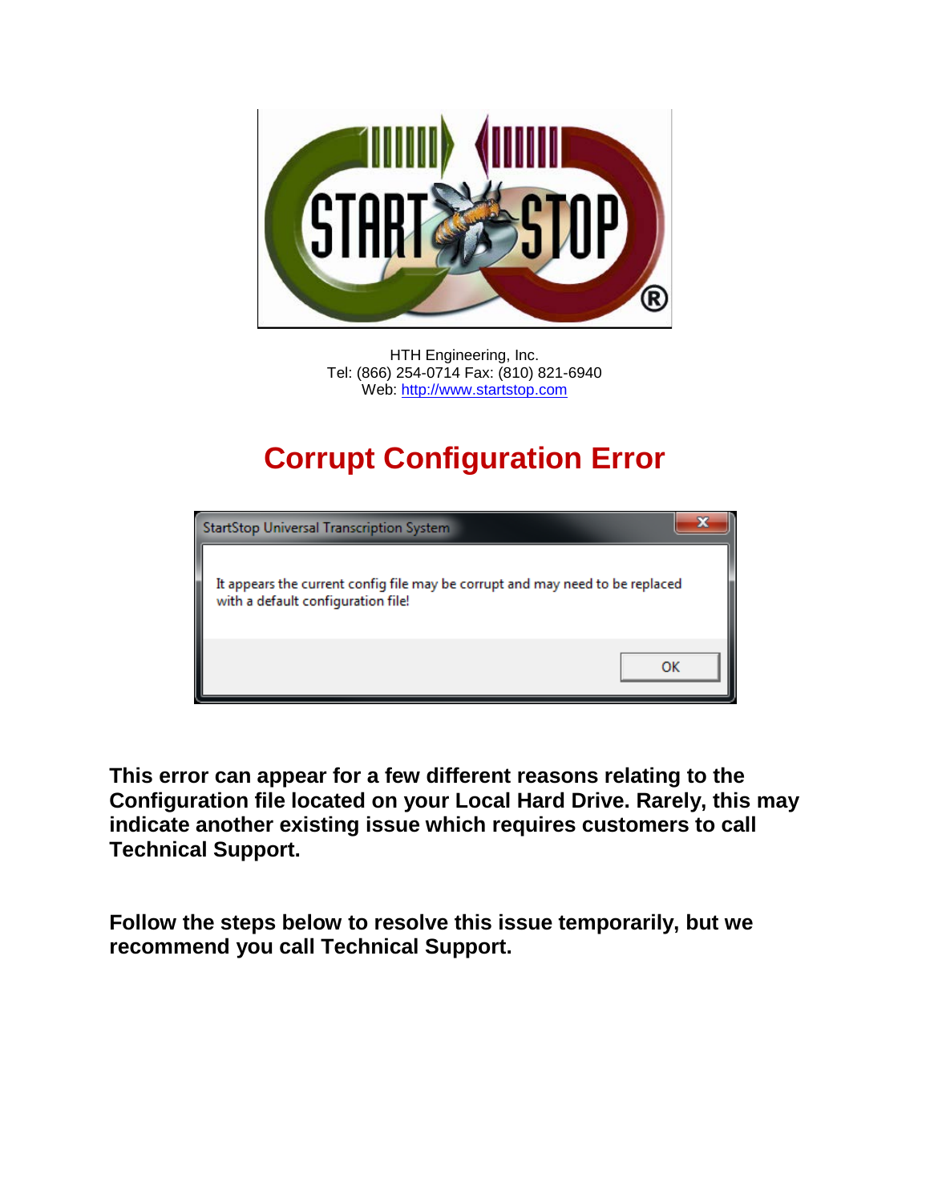HTH Engineering, Inc.
Tel: (866) 254-0714 Fax: (810) 821-6940
Web: http://www.startstop.com

# Corrupt Configuration Error

StartStop Universal Transcription System

It appears the current config file may be corrupt and may need to be replaced with a default configuration file!

OK

**This error can appear for a few different reasons relating to the Configuration file located on your Local Hard Drive. Rarely, this may indicate another existing issue which requires customers to call Technical Support.**

**Follow the steps below to resolve this issue temporarily, but we recommend you call Technical Support.**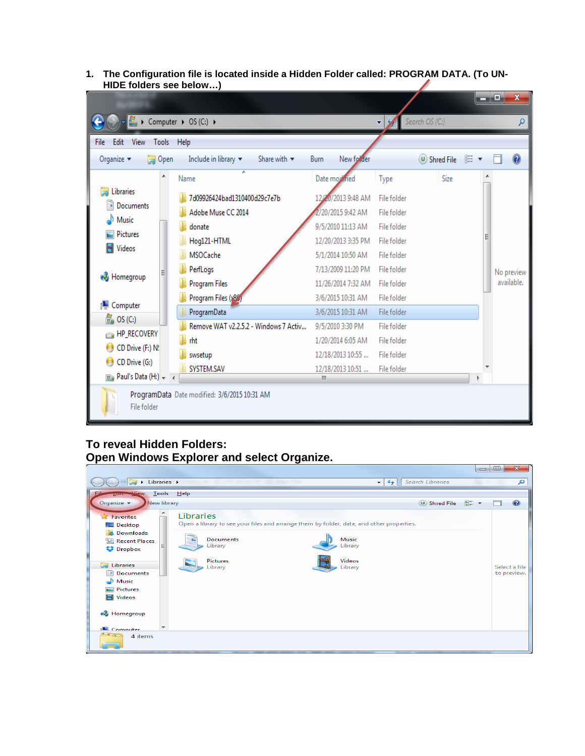1. **The Configuration file is located inside a Hidden Folder called: PROGRAM DATA. (To UN-HIDE folders see below…)**

**To reveal Hidden Folders:**
**Open Windows Explorer and select Organize.**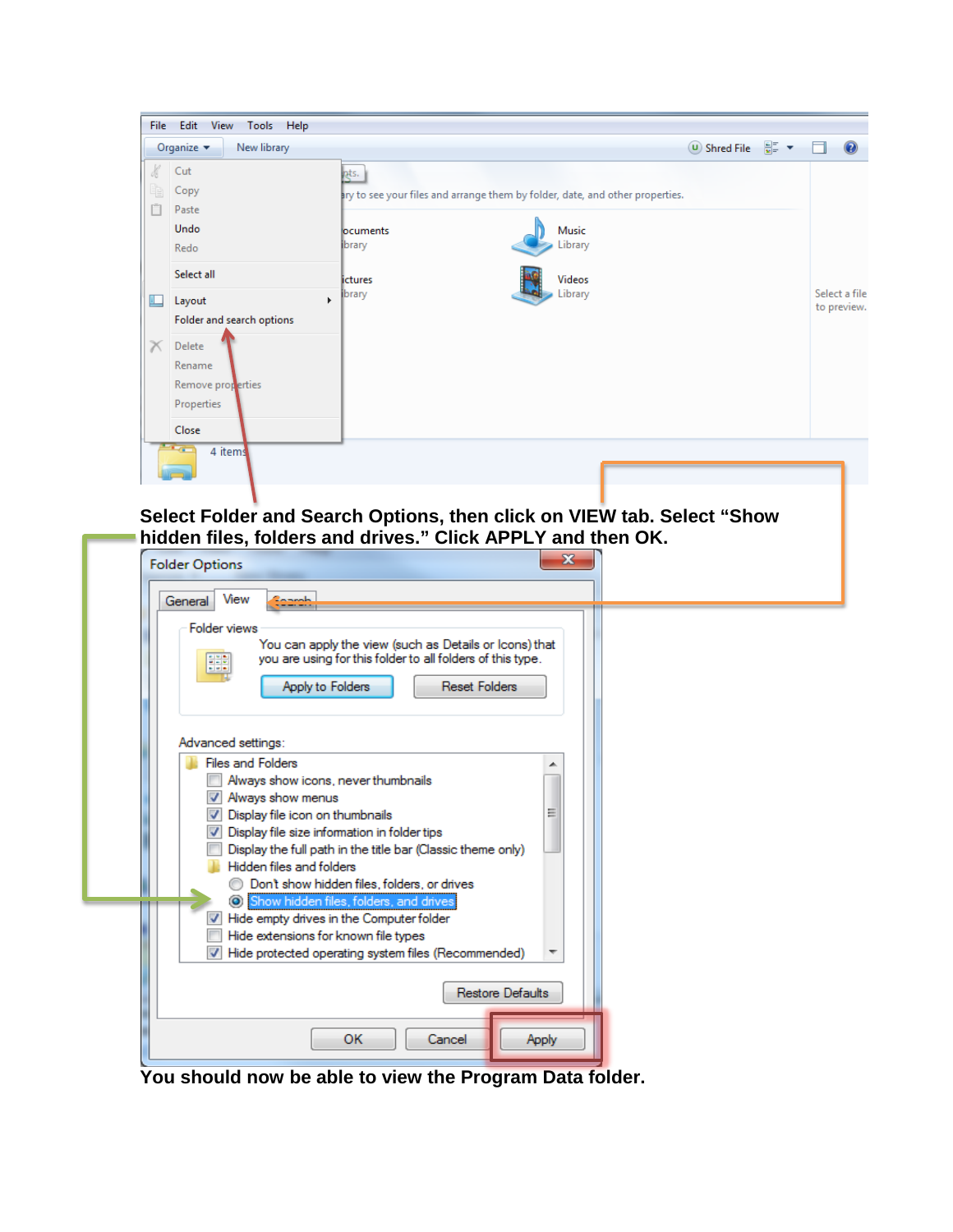**Select Folder and Search Options, then click on VIEW tab. Select "Show hidden files, folders and drives." Click APPLY and then OK.**

**You should now be able to view the Program Data folder.**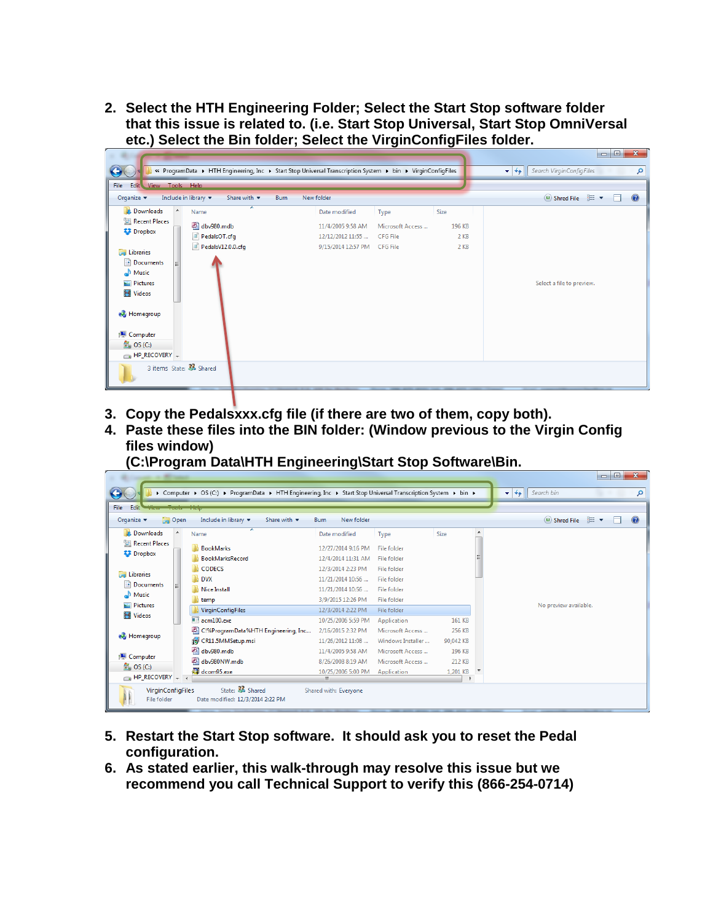2. **Select the HTH Engineering Folder; Select the Start Stop software folder that this issue is related to. (i.e. Start Stop Universal, Start Stop OmniVersal etc.) Select the Bin folder; Select the VirginConfigFiles folder.**

3. **Copy the Pedalsxxx.cfg file (if there are two of them, copy both).**
4. **Paste these files into the BIN folder: (Window previous to the Virgin Config files window)**
   **(C:\Program Data\HTH Engineering\Start Stop Software\Bin.**

5. **Restart the Start Stop software. It should ask you to reset the Pedal configuration.**
6. **As stated earlier, this walk-through may resolve this issue but we recommend you call Technical Support to verify this (866-254-0714)**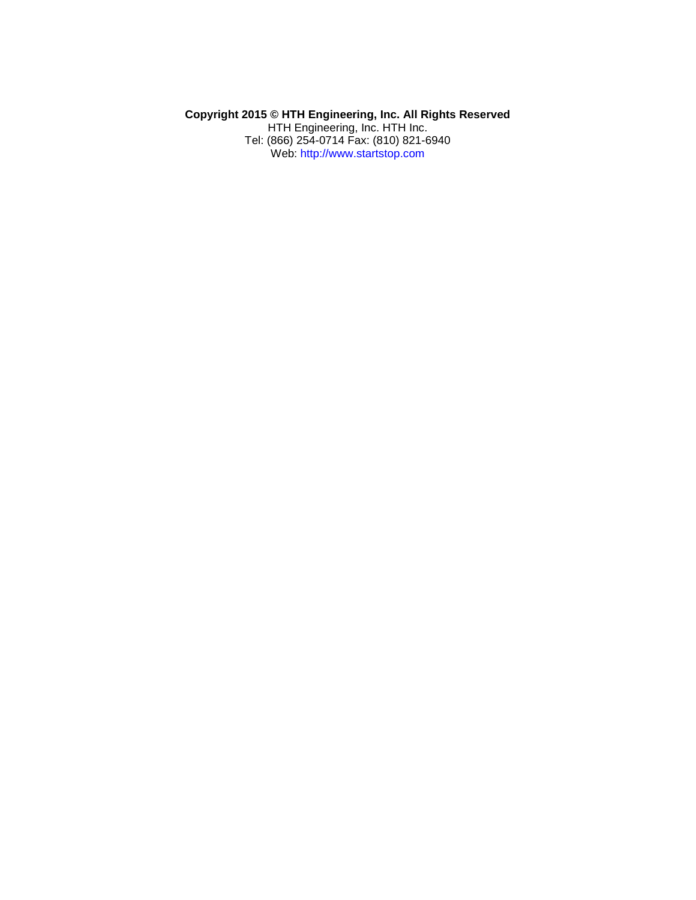**Copyright 2015 © HTH Engineering, Inc. All Rights Reserved**

HTH Engineering, Inc. HTH Inc.

Tel: (866) 254-0714 Fax: (810) 821-6940

Web: http://www.startstop.com